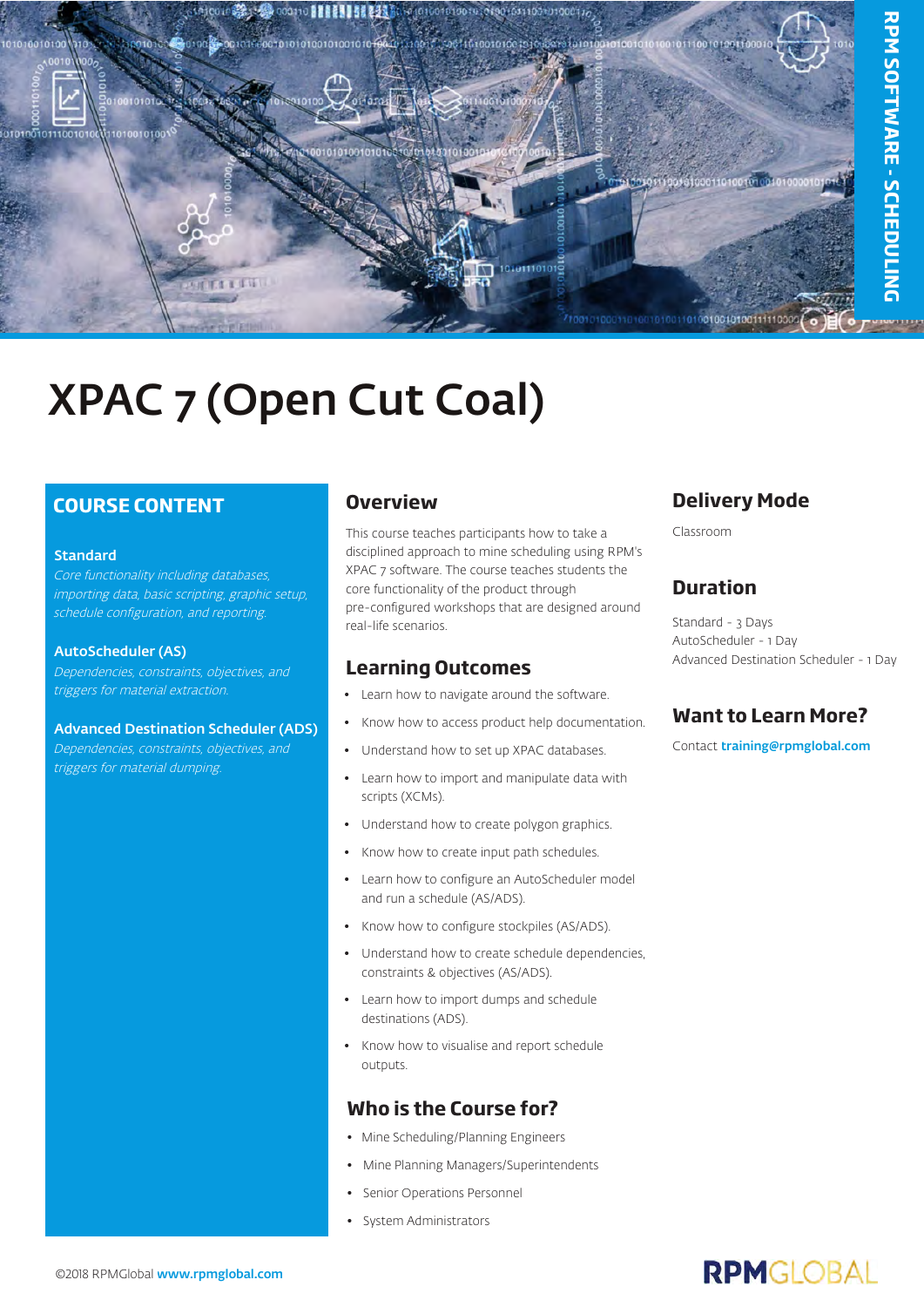RPM SOFTWARE - SCHEDULING

# XPAC 7 (Open Cut Coal)

## COURSE CONTENT

### Standard

*Core functionality including databases, importing data, basic scripting, graphic setup, schedule configuration, and reporting.*

### AutoScheduler (AS)

*Dependencies, constraints, objectives, and triggers for material extraction.*

### Advanced Destination Scheduler (ADS)

*Dependencies, constraints, objectives, and triggers for material dumping.*

## Overview

This course teaches participants how to take a disciplined approach to mine scheduling using RPM's XPAC 7 software. The course teaches students the core functionality of the product through pre-configured workshops that are designed around real-life scenarios.

## Learning Outcomes

- Learn how to navigate around the software.
- Know how to access product help documentation.
- Understand how to set up XPAC databases.
- Learn how to import and manipulate data with scripts (XCMs).
- Understand how to create polygon graphics.
- Know how to create input path schedules.
- Learn how to configure an AutoScheduler model and run a schedule (AS/ADS).
- Know how to configure stockpiles (AS/ADS).
- Understand how to create schedule dependencies, constraints & objectives (AS/ADS).
- Learn how to import dumps and schedule destinations (ADS).
- Know how to visualise and report schedule outputs.

## Who is the Course for?

- Mine Scheduling/Planning Engineers
- Mine Planning Managers/Superintendents
- Senior Operations Personnel
- System Administrators

## Delivery Mode

Classroom

## Duration

Standard - 3 Days
AutoScheduler - 1 Day
Advanced Destination Scheduler - 1 Day

## Want to Learn More?

Contact **training@rpmglobal.com**

©2018 RPMGlobal **www.rpmglobal.com**

RPMGLOBAL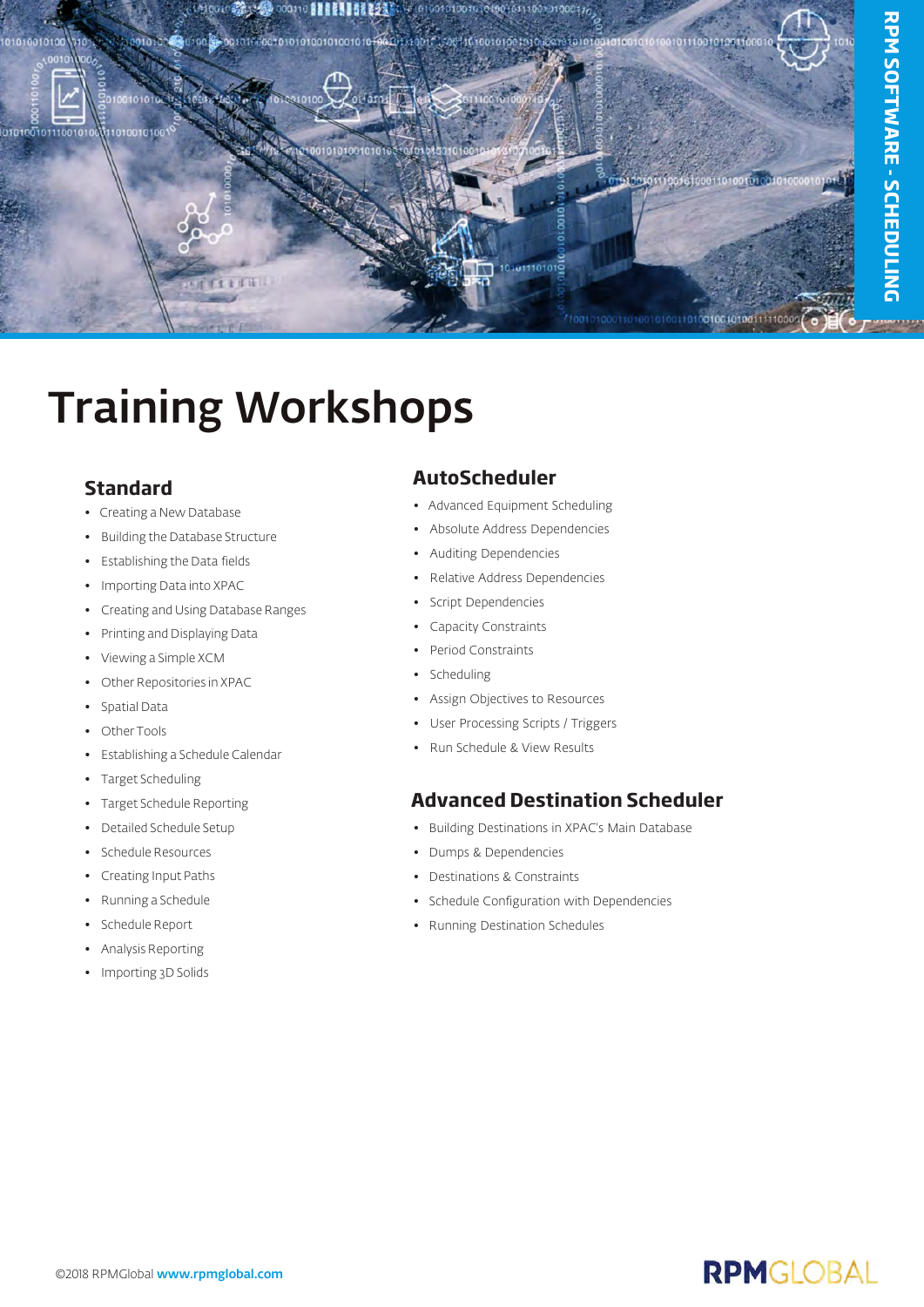# Training Workshops

## Standard

- Creating a New Database
- Building the Database Structure
- Establishing the Data fields
- Importing Data into XPAC
- Creating and Using Database Ranges
- Printing and Displaying Data
- Viewing a Simple XCM
- Other Repositories in XPAC
- Spatial Data
- Other Tools
- Establishing a Schedule Calendar
- Target Scheduling
- Target Schedule Reporting
- Detailed Schedule Setup
- Schedule Resources
- Creating Input Paths
- Running a Schedule
- Schedule Report
- Analysis Reporting
- Importing 3D Solids

## AutoScheduler

- Advanced Equipment Scheduling
- Absolute Address Dependencies
- Auditing Dependencies
- Relative Address Dependencies
- Script Dependencies
- Capacity Constraints
- Period Constraints
- Scheduling
- Assign Objectives to Resources
- User Processing Scripts / Triggers
- Run Schedule & View Results

## Advanced Destination Scheduler

- Building Destinations in XPAC's Main Database
- Dumps & Dependencies
- Destinations & Constraints
- Schedule Configuration with Dependencies
- Running Destination Schedules

©2018 RPMGlobal **www.rpmglobal.com**